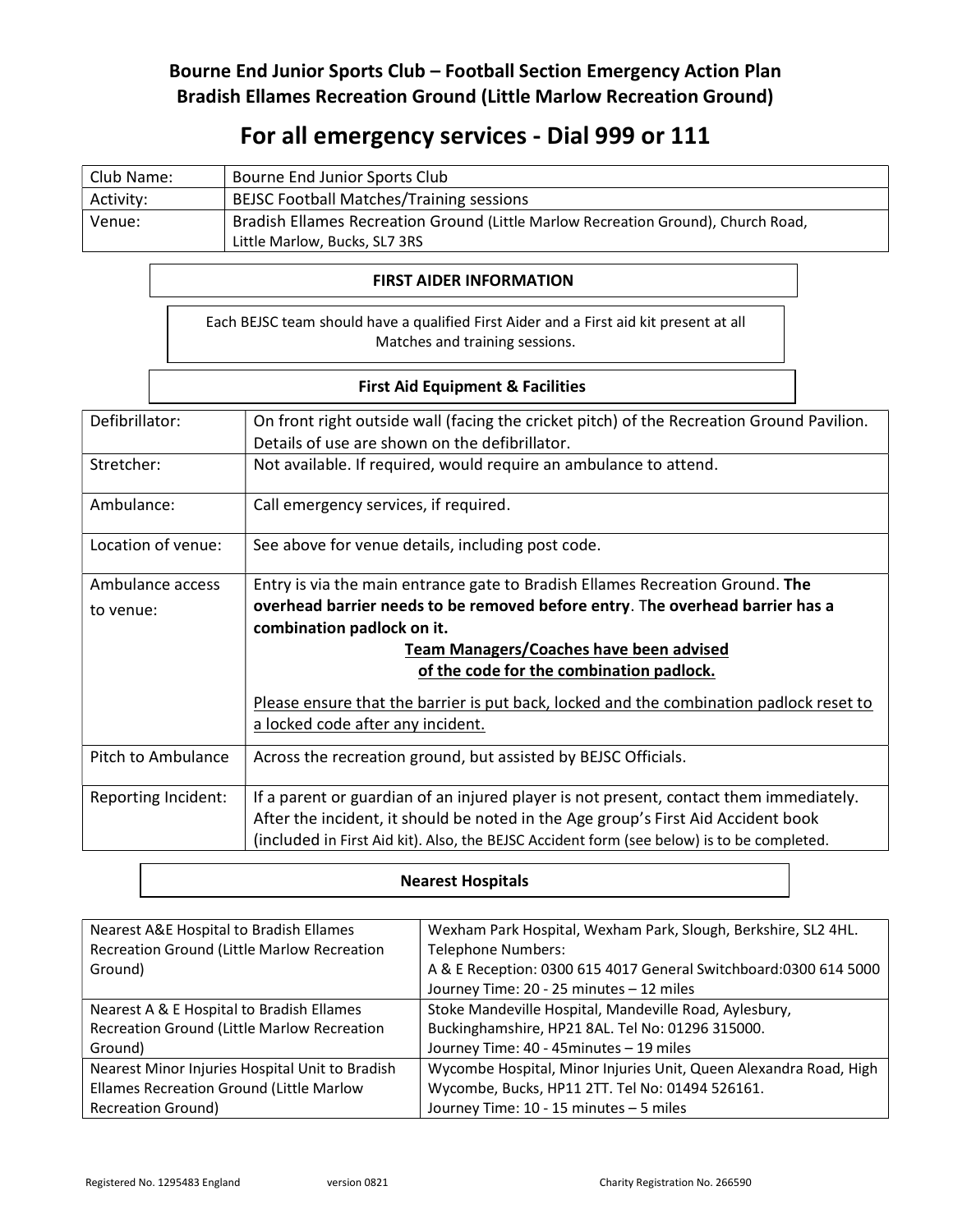**Bourne End Junior Sports Club – Football Section Emergency Action Plan**
**Bradish Ellames Recreation Ground (Little Marlow Recreation Ground)**

# For all emergency services - Dial 999 or 111

| | |
|---|---|
| Club Name: | Bourne End Junior Sports Club |
| Activity: | BEJSC Football Matches/Training sessions |
| Venue: | Bradish Ellames Recreation Ground (Little Marlow Recreation Ground), Church Road, Little Marlow, Bucks, SL7 3RS |

## FIRST AIDER INFORMATION

Each BEJSC team should have a qualified First Aider and a First aid kit present at all Matches and training sessions.

## First Aid Equipment & Facilities

| | |
|---|---|
| Defibrillator: | On front right outside wall (facing the cricket pitch) of the Recreation Ground Pavilion. Details of use are shown on the defibrillator. |
| Stretcher: | Not available. If required, would require an ambulance to attend. |
| Ambulance: | Call emergency services, if required. |
| Location of venue: | See above for venue details, including post code. |
| Ambulance access to venue: | Entry is via the main entrance gate to Bradish Ellames Recreation Ground. **The overhead barrier needs to be removed before entry**. T**he overhead barrier has a combination padlock on it.** <br> **<u>Team Managers/Coaches have been advised of the code for the combination padlock.</u>** <br> <u>Please ensure that the barrier is put back, locked and the combination padlock reset to a locked code after any incident.</u> |
| Pitch to Ambulance | Across the recreation ground, but assisted by BEJSC Officials. |
| Reporting Incident: | If a parent or guardian of an injured player is not present, contact them immediately. After the incident, it should be noted in the Age group's First Aid Accident book (included in First Aid kit). Also, the BEJSC Accident form (see below) is to be completed. |

## Nearest Hospitals

| | |
|---|---|
| Nearest A&E Hospital to Bradish Ellames Recreation Ground (Little Marlow Recreation Ground) | Wexham Park Hospital, Wexham Park, Slough, Berkshire, SL2 4HL. Telephone Numbers: A & E Reception: 0300 615 4017 General Switchboard:0300 614 5000 Journey Time: 20 - 25 minutes – 12 miles |
| Nearest A & E Hospital to Bradish Ellames Recreation Ground (Little Marlow Recreation Ground) | Stoke Mandeville Hospital, Mandeville Road, Aylesbury, Buckinghamshire, HP21 8AL. Tel No: 01296 315000. Journey Time: 40 - 45minutes – 19 miles |
| Nearest Minor Injuries Hospital Unit to Bradish Ellames Recreation Ground (Little Marlow Recreation Ground) | Wycombe Hospital, Minor Injuries Unit, Queen Alexandra Road, High Wycombe, Bucks, HP11 2TT. Tel No: 01494 526161. Journey Time: 10 - 15 minutes – 5 miles |

Registered No. 1295483 England version 0821 Charity Registration No. 266590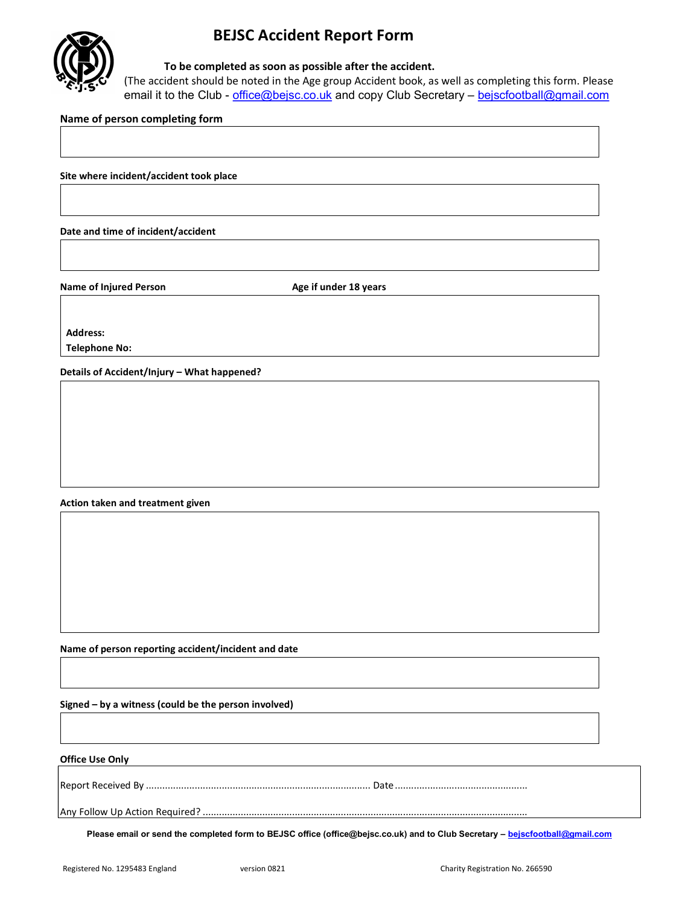# BEJSC Accident Report Form

**To be completed as soon as possible after the accident.**

(The accident should be noted in the Age group Accident book, as well as completing this form. Please email it to the Club - office@bejsc.co.uk and copy Club Secretary – bejscfootball@gmail.com

**Name of person completing form**

**Site where incident/accident took place**

**Date and time of incident/accident**

**Name of Injured Person** **Age if under 18 years**

**Address:**

**Telephone No:**

**Details of Accident/Injury – What happened?**

**Action taken and treatment given**

**Name of person reporting accident/incident and date**

**Signed – by a witness (could be the person involved)**

**Office Use Only**

Report Received By .................................................................................. Date ................................................

Any Follow Up Action Required? ......................................................................................................................

**Please email or send the completed form to BEJSC office (office@bejsc.co.uk) and to Club Secretary – bejscfootball@gmail.com**

Registered No. 1295483 England version 0821 Charity Registration No. 266590